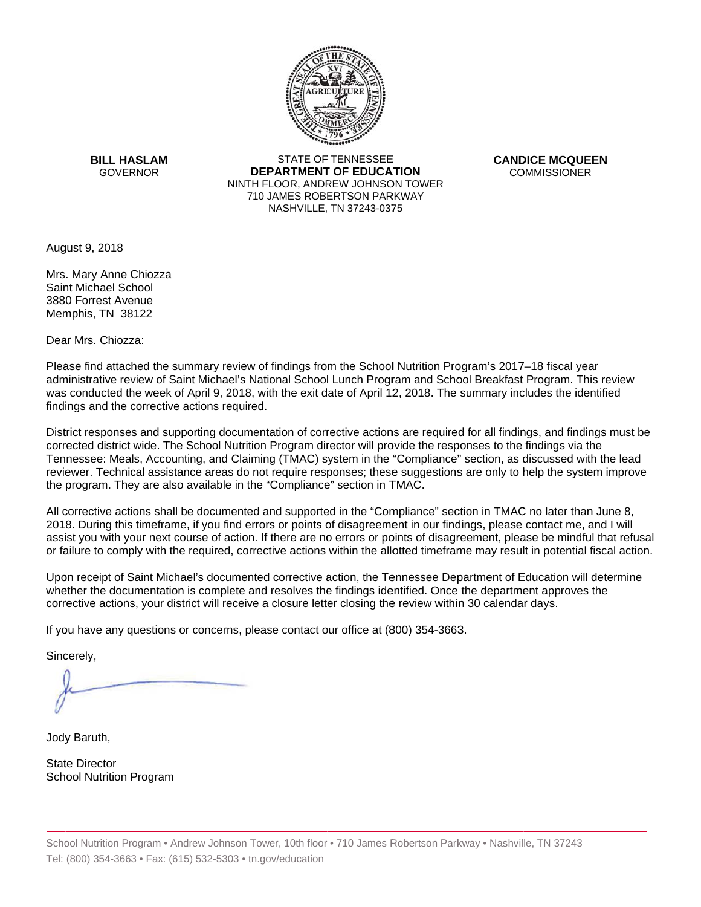**BILL HASLAM**
GOVERNOR

STATE OF TENNESSEE
**DEPARTMENT OF EDUCATION**
NINTH FLOOR, ANDREW JOHNSON TOWER
710 JAMES ROBERTSON PARKWAY
NASHVILLE, TN 37243-0375

**CANDICE MCQUEEN**
COMMISSIONER

August 9, 2018

Mrs. Mary Anne Chiozza
Saint Michael School
3880 Forrest Avenue
Memphis, TN 38122

Dear Mrs. Chiozza:

Please find attached the summary review of findings from the School Nutrition Program's 2017–18 fiscal year administrative review of Saint Michael's National School Lunch Program and School Breakfast Program. This review was conducted the week of April 9, 2018, with the exit date of April 12, 2018. The summary includes the identified findings and the corrective actions required.

District responses and supporting documentation of corrective actions are required for all findings, and findings must be corrected district wide. The School Nutrition Program director will provide the responses to the findings via the Tennessee: Meals, Accounting, and Claiming (TMAC) system in the "Compliance" section, as discussed with the lead reviewer. Technical assistance areas do not require responses; these suggestions are only to help the system improve the program. They are also available in the "Compliance" section in TMAC.

All corrective actions shall be documented and supported in the "Compliance" section in TMAC no later than June 8, 2018. During this timeframe, if you find errors or points of disagreement in our findings, please contact me, and I will assist you with your next course of action. If there are no errors or points of disagreement, please be mindful that refusal or failure to comply with the required, corrective actions within the allotted timeframe may result in potential fiscal action.

Upon receipt of Saint Michael's documented corrective action, the Tennessee Department of Education will determine whether the documentation is complete and resolves the findings identified. Once the department approves the corrective actions, your district will receive a closure letter closing the review within 30 calendar days.

If you have any questions or concerns, please contact our office at (800) 354-3663.

Sincerely,

Jody Baruth,

State Director
School Nutrition Program

School Nutrition Program • Andrew Johnson Tower, 10th floor • 710 James Robertson Parkway • Nashville, TN 37243
Tel: (800) 354-3663 • Fax: (615) 532-5303 • tn.gov/education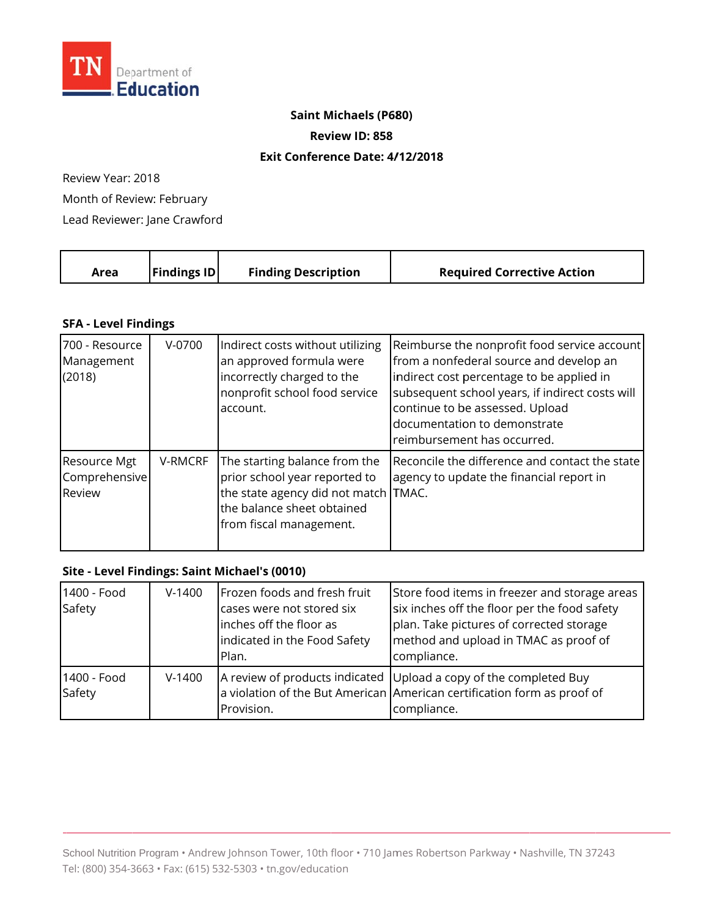TN Department of Education

**Saint Michaels (P680)**

**Review ID: 858**

**Exit Conference Date: 4/12/2018**

Review Year: 2018

Month of Review: February

Lead Reviewer: Jane Crawford

| Area | Findings ID | Finding Description | Required Corrective Action |
|---|---|---|---|
| **SFA - Level Findings** | | | |
| 700 - Resource Management (2018) | V-0700 | Indirect costs without utilizing an approved formula were incorrectly charged to the nonprofit school food service account. | Reimburse the nonprofit food service account from a nonfederal source and develop an indirect cost percentage to be applied in subsequent school years, if indirect costs will continue to be assessed. Upload documentation to demonstrate reimbursement has occurred. |
| Resource Mgt Comprehensive Review | V-RMCRF | The starting balance from the prior school year reported to the state agency did not match the balance sheet obtained from fiscal management. | Reconcile the difference and contact the state agency to update the financial report in TMAC. |
| **Site - Level Findings: Saint Michael's (0010)** | | | |
| 1400 - Food Safety | V-1400 | Frozen foods and fresh fruit cases were not stored six inches off the floor as indicated in the Food Safety Plan. | Store food items in freezer and storage areas six inches off the floor per the food safety plan. Take pictures of corrected storage method and upload in TMAC as proof of compliance. |
| 1400 - Food Safety | V-1400 | A review of products indicated a violation of the But American Provision. | Upload a copy of the completed Buy American certification form as proof of compliance. |

School Nutrition Program • Andrew Johnson Tower, 10th floor • 710 James Robertson Parkway • Nashville, TN 37243
Tel: (800) 354-3663 • Fax: (615) 532-5303 • tn.gov/education